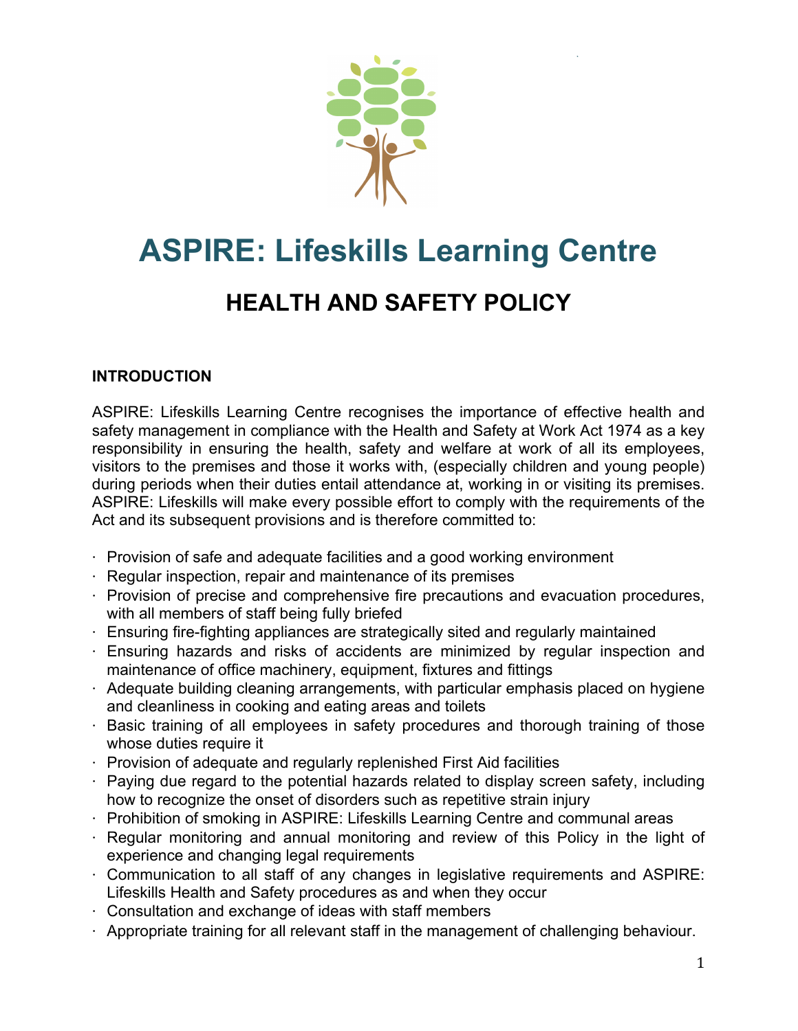# ASPIRE: Lifeskills Learning Centre

## HEALTH AND SAFETY POLICY

### INTRODUCTION

ASPIRE: Lifeskills Learning Centre recognises the importance of effective health and safety management in compliance with the Health and Safety at Work Act 1974 as a key responsibility in ensuring the health, safety and welfare at work of all its employees, visitors to the premises and those it works with, (especially children and young people) during periods when their duties entail attendance at, working in or visiting its premises. ASPIRE: Lifeskills will make every possible effort to comply with the requirements of the Act and its subsequent provisions and is therefore committed to:

- Provision of safe and adequate facilities and a good working environment
- Regular inspection, repair and maintenance of its premises
- Provision of precise and comprehensive fire precautions and evacuation procedures, with all members of staff being fully briefed
- Ensuring fire-fighting appliances are strategically sited and regularly maintained
- Ensuring hazards and risks of accidents are minimized by regular inspection and maintenance of office machinery, equipment, fixtures and fittings
- Adequate building cleaning arrangements, with particular emphasis placed on hygiene and cleanliness in cooking and eating areas and toilets
- Basic training of all employees in safety procedures and thorough training of those whose duties require it
- Provision of adequate and regularly replenished First Aid facilities
- Paying due regard to the potential hazards related to display screen safety, including how to recognize the onset of disorders such as repetitive strain injury
- Prohibition of smoking in ASPIRE: Lifeskills Learning Centre and communal areas
- Regular monitoring and annual monitoring and review of this Policy in the light of experience and changing legal requirements
- Communication to all staff of any changes in legislative requirements and ASPIRE: Lifeskills Health and Safety procedures as and when they occur
- Consultation and exchange of ideas with staff members
- Appropriate training for all relevant staff in the management of challenging behaviour.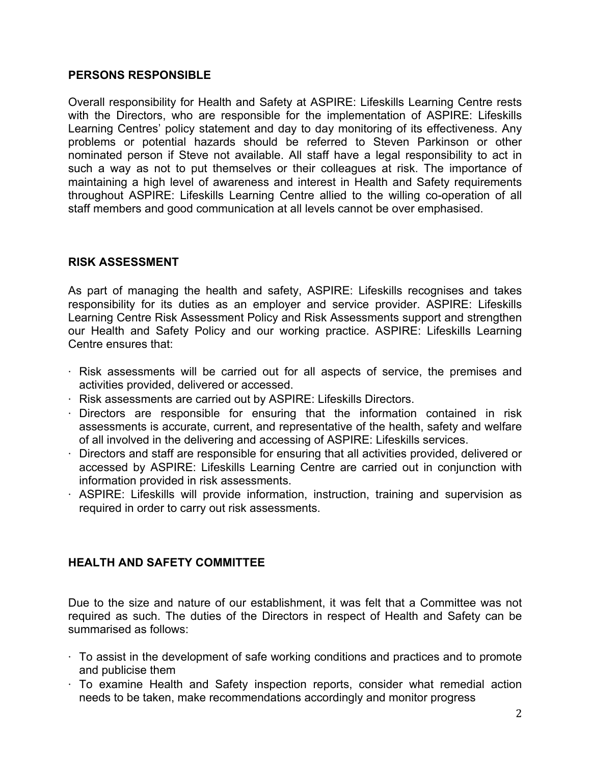## PERSONS RESPONSIBLE

Overall responsibility for Health and Safety at ASPIRE: Lifeskills Learning Centre rests with the Directors, who are responsible for the implementation of ASPIRE: Lifeskills Learning Centres' policy statement and day to day monitoring of its effectiveness. Any problems or potential hazards should be referred to Steven Parkinson or other nominated person if Steve not available. All staff have a legal responsibility to act in such a way as not to put themselves or their colleagues at risk. The importance of maintaining a high level of awareness and interest in Health and Safety requirements throughout ASPIRE: Lifeskills Learning Centre allied to the willing co-operation of all staff members and good communication at all levels cannot be over emphasised.

## RISK ASSESSMENT

As part of managing the health and safety, ASPIRE: Lifeskills recognises and takes responsibility for its duties as an employer and service provider. ASPIRE: Lifeskills Learning Centre Risk Assessment Policy and Risk Assessments support and strengthen our Health and Safety Policy and our working practice. ASPIRE: Lifeskills Learning Centre ensures that:

- Risk assessments will be carried out for all aspects of service, the premises and activities provided, delivered or accessed.
- Risk assessments are carried out by ASPIRE: Lifeskills Directors.
- Directors are responsible for ensuring that the information contained in risk assessments is accurate, current, and representative of the health, safety and welfare of all involved in the delivering and accessing of ASPIRE: Lifeskills services.
- Directors and staff are responsible for ensuring that all activities provided, delivered or accessed by ASPIRE: Lifeskills Learning Centre are carried out in conjunction with information provided in risk assessments.
- ASPIRE: Lifeskills will provide information, instruction, training and supervision as required in order to carry out risk assessments.

## HEALTH AND SAFETY COMMITTEE

Due to the size and nature of our establishment, it was felt that a Committee was not required as such. The duties of the Directors in respect of Health and Safety can be summarised as follows:

- To assist in the development of safe working conditions and practices and to promote and publicise them
- To examine Health and Safety inspection reports, consider what remedial action needs to be taken, make recommendations accordingly and monitor progress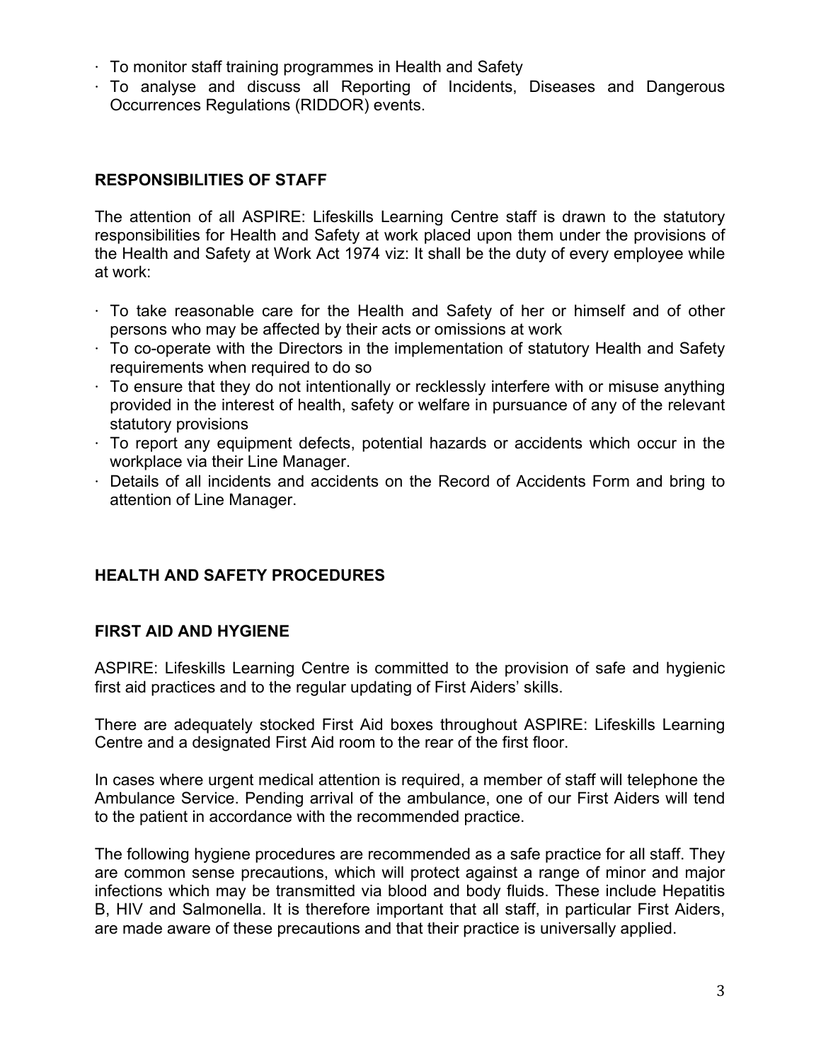- To monitor staff training programmes in Health and Safety
- To analyse and discuss all Reporting of Incidents, Diseases and Dangerous Occurrences Regulations (RIDDOR) events.

**RESPONSIBILITIES OF STAFF**

The attention of all ASPIRE: Lifeskills Learning Centre staff is drawn to the statutory responsibilities for Health and Safety at work placed upon them under the provisions of the Health and Safety at Work Act 1974 viz: It shall be the duty of every employee while at work:

- To take reasonable care for the Health and Safety of her or himself and of other persons who may be affected by their acts or omissions at work
- To co-operate with the Directors in the implementation of statutory Health and Safety requirements when required to do so
- To ensure that they do not intentionally or recklessly interfere with or misuse anything provided in the interest of health, safety or welfare in pursuance of any of the relevant statutory provisions
- To report any equipment defects, potential hazards or accidents which occur in the workplace via their Line Manager.
- Details of all incidents and accidents on the Record of Accidents Form and bring to attention of Line Manager.

**HEALTH AND SAFETY PROCEDURES**

**FIRST AID AND HYGIENE**

ASPIRE: Lifeskills Learning Centre is committed to the provision of safe and hygienic first aid practices and to the regular updating of First Aiders' skills.

There are adequately stocked First Aid boxes throughout ASPIRE: Lifeskills Learning Centre and a designated First Aid room to the rear of the first floor.

In cases where urgent medical attention is required, a member of staff will telephone the Ambulance Service. Pending arrival of the ambulance, one of our First Aiders will tend to the patient in accordance with the recommended practice.

The following hygiene procedures are recommended as a safe practice for all staff. They are common sense precautions, which will protect against a range of minor and major infections which may be transmitted via blood and body fluids. These include Hepatitis B, HIV and Salmonella. It is therefore important that all staff, in particular First Aiders, are made aware of these precautions and that their practice is universally applied.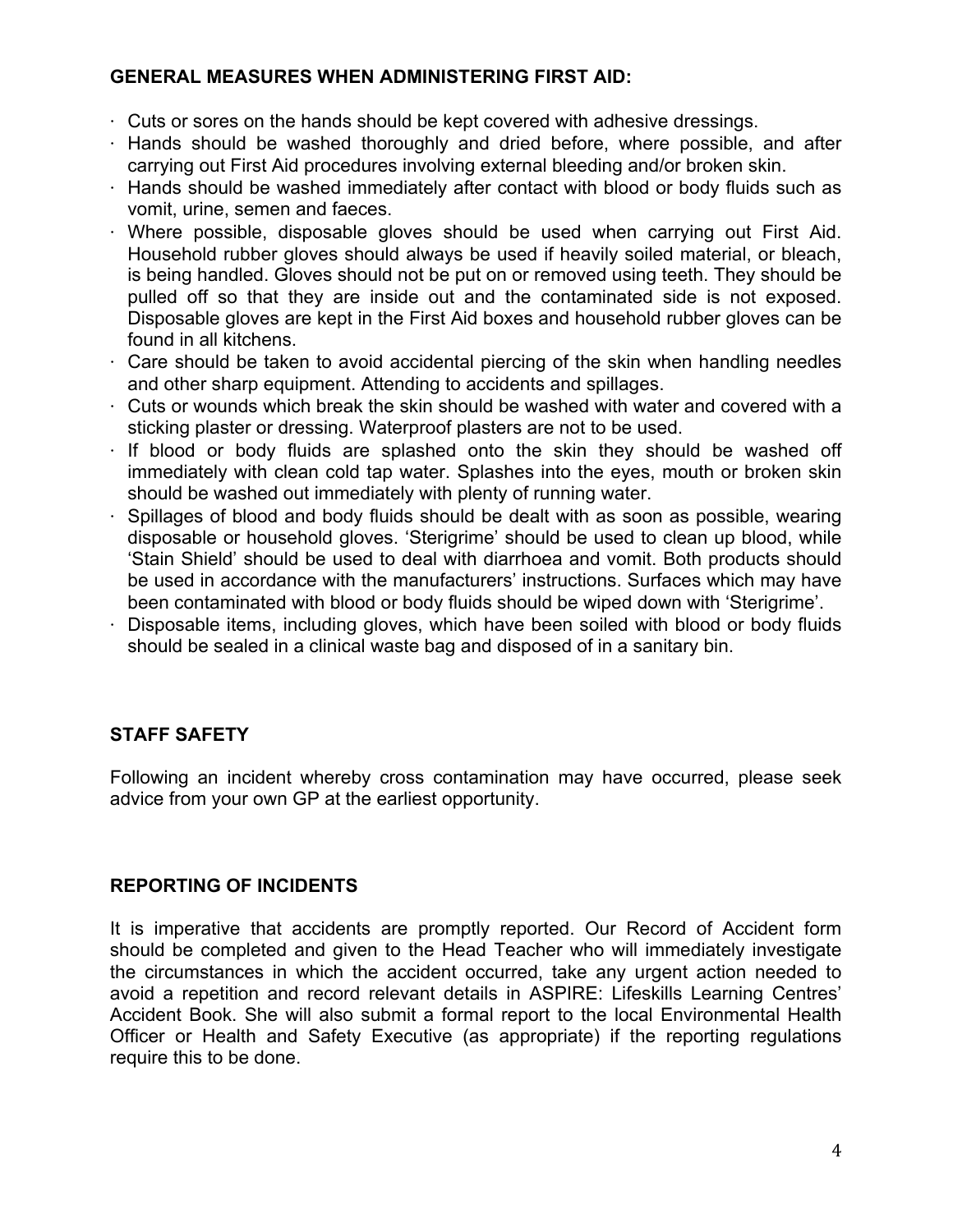## GENERAL MEASURES WHEN ADMINISTERING FIRST AID:

- Cuts or sores on the hands should be kept covered with adhesive dressings.
- Hands should be washed thoroughly and dried before, where possible, and after carrying out First Aid procedures involving external bleeding and/or broken skin.
- Hands should be washed immediately after contact with blood or body fluids such as vomit, urine, semen and faeces.
- Where possible, disposable gloves should be used when carrying out First Aid. Household rubber gloves should always be used if heavily soiled material, or bleach, is being handled. Gloves should not be put on or removed using teeth. They should be pulled off so that they are inside out and the contaminated side is not exposed. Disposable gloves are kept in the First Aid boxes and household rubber gloves can be found in all kitchens.
- Care should be taken to avoid accidental piercing of the skin when handling needles and other sharp equipment. Attending to accidents and spillages.
- Cuts or wounds which break the skin should be washed with water and covered with a sticking plaster or dressing. Waterproof plasters are not to be used.
- If blood or body fluids are splashed onto the skin they should be washed off immediately with clean cold tap water. Splashes into the eyes, mouth or broken skin should be washed out immediately with plenty of running water.
- Spillages of blood and body fluids should be dealt with as soon as possible, wearing disposable or household gloves. 'Sterigrime' should be used to clean up blood, while 'Stain Shield' should be used to deal with diarrhoea and vomit. Both products should be used in accordance with the manufacturers' instructions. Surfaces which may have been contaminated with blood or body fluids should be wiped down with 'Sterigrime'.
- Disposable items, including gloves, which have been soiled with blood or body fluids should be sealed in a clinical waste bag and disposed of in a sanitary bin.

## STAFF SAFETY

Following an incident whereby cross contamination may have occurred, please seek advice from your own GP at the earliest opportunity.

## REPORTING OF INCIDENTS

It is imperative that accidents are promptly reported. Our Record of Accident form should be completed and given to the Head Teacher who will immediately investigate the circumstances in which the accident occurred, take any urgent action needed to avoid a repetition and record relevant details in ASPIRE: Lifeskills Learning Centres' Accident Book. She will also submit a formal report to the local Environmental Health Officer or Health and Safety Executive (as appropriate) if the reporting regulations require this to be done.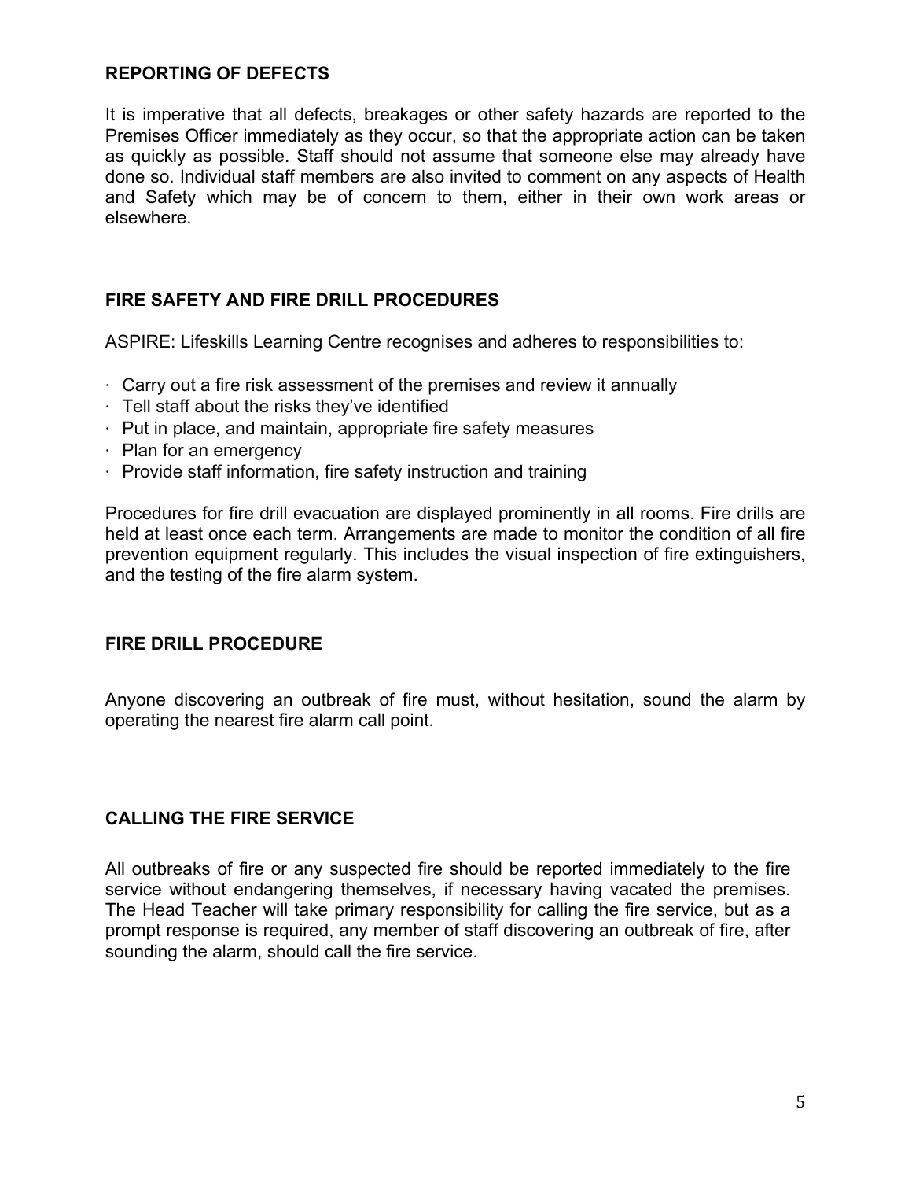## REPORTING OF DEFECTS

It is imperative that all defects, breakages or other safety hazards are reported to the Premises Officer immediately as they occur, so that the appropriate action can be taken as quickly as possible. Staff should not assume that someone else may already have done so. Individual staff members are also invited to comment on any aspects of Health and Safety which may be of concern to them, either in their own work areas or elsewhere.

## FIRE SAFETY AND FIRE DRILL PROCEDURES

ASPIRE: Lifeskills Learning Centre recognises and adheres to responsibilities to:

- Carry out a fire risk assessment of the premises and review it annually
- Tell staff about the risks they've identified
- Put in place, and maintain, appropriate fire safety measures
- Plan for an emergency
- Provide staff information, fire safety instruction and training

Procedures for fire drill evacuation are displayed prominently in all rooms. Fire drills are held at least once each term. Arrangements are made to monitor the condition of all fire prevention equipment regularly. This includes the visual inspection of fire extinguishers, and the testing of the fire alarm system.

## FIRE DRILL PROCEDURE

Anyone discovering an outbreak of fire must, without hesitation, sound the alarm by operating the nearest fire alarm call point.

## CALLING THE FIRE SERVICE

All outbreaks of fire or any suspected fire should be reported immediately to the fire service without endangering themselves, if necessary having vacated the premises. The Head Teacher will take primary responsibility for calling the fire service, but as a prompt response is required, any member of staff discovering an outbreak of fire, after sounding the alarm, should call the fire service.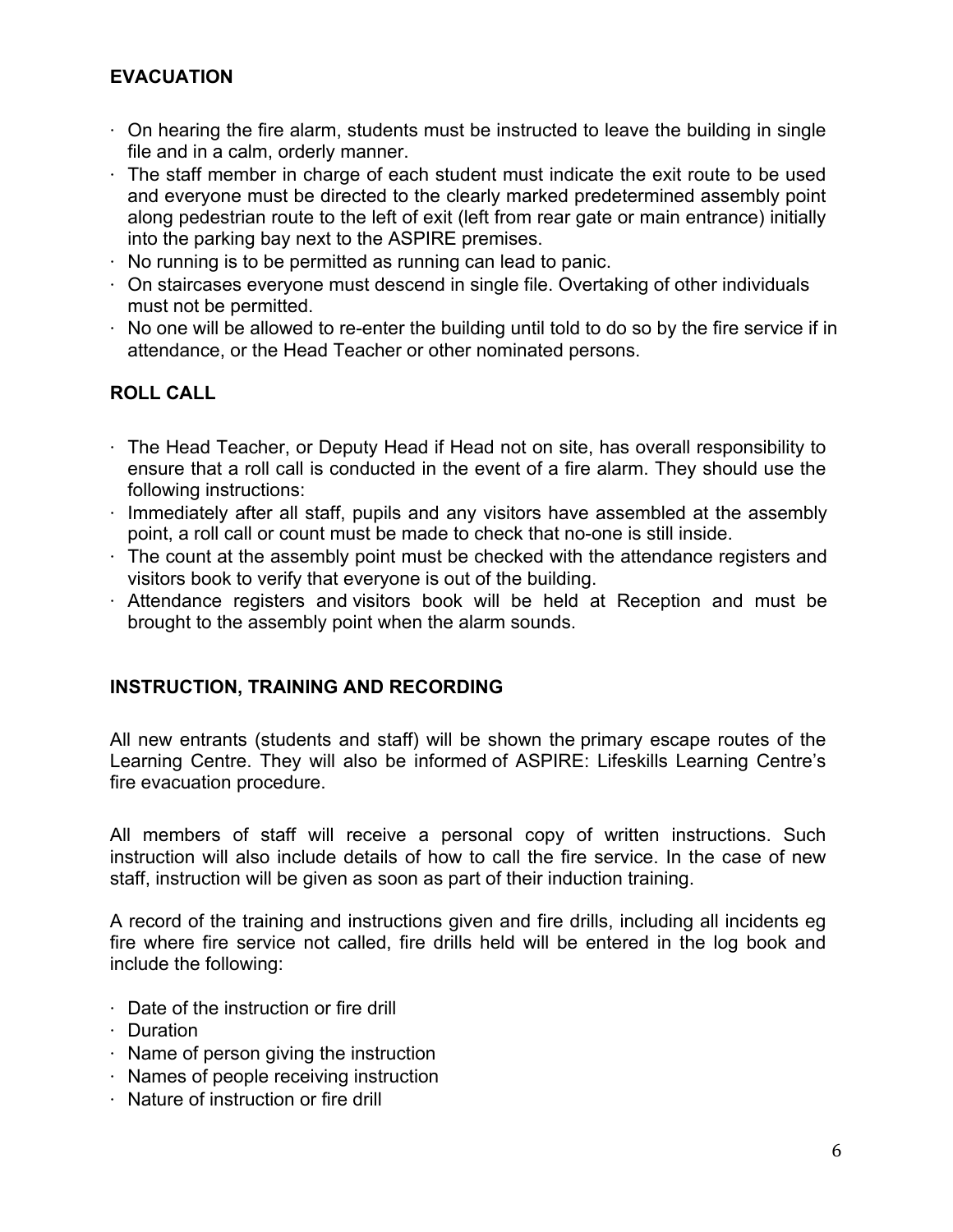## EVACUATION

- On hearing the fire alarm, students must be instructed to leave the building in single file and in a calm, orderly manner.
- The staff member in charge of each student must indicate the exit route to be used and everyone must be directed to the clearly marked predetermined assembly point along pedestrian route to the left of exit (left from rear gate or main entrance) initially into the parking bay next to the ASPIRE premises.
- No running is to be permitted as running can lead to panic.
- On staircases everyone must descend in single file. Overtaking of other individuals must not be permitted.
- No one will be allowed to re-enter the building until told to do so by the fire service if in attendance, or the Head Teacher or other nominated persons.

## ROLL CALL

- The Head Teacher, or Deputy Head if Head not on site, has overall responsibility to ensure that a roll call is conducted in the event of a fire alarm. They should use the following instructions:
- Immediately after all staff, pupils and any visitors have assembled at the assembly point, a roll call or count must be made to check that no-one is still inside.
- The count at the assembly point must be checked with the attendance registers and visitors book to verify that everyone is out of the building.
- Attendance registers and visitors book will be held at Reception and must be brought to the assembly point when the alarm sounds.

## INSTRUCTION, TRAINING AND RECORDING

All new entrants (students and staff) will be shown the primary escape routes of the Learning Centre. They will also be informed of ASPIRE: Lifeskills Learning Centre's fire evacuation procedure.

All members of staff will receive a personal copy of written instructions. Such instruction will also include details of how to call the fire service. In the case of new staff, instruction will be given as soon as part of their induction training.

A record of the training and instructions given and fire drills, including all incidents eg fire where fire service not called, fire drills held will be entered in the log book and include the following:

- Date of the instruction or fire drill
- Duration
- Name of person giving the instruction
- Names of people receiving instruction
- Nature of instruction or fire drill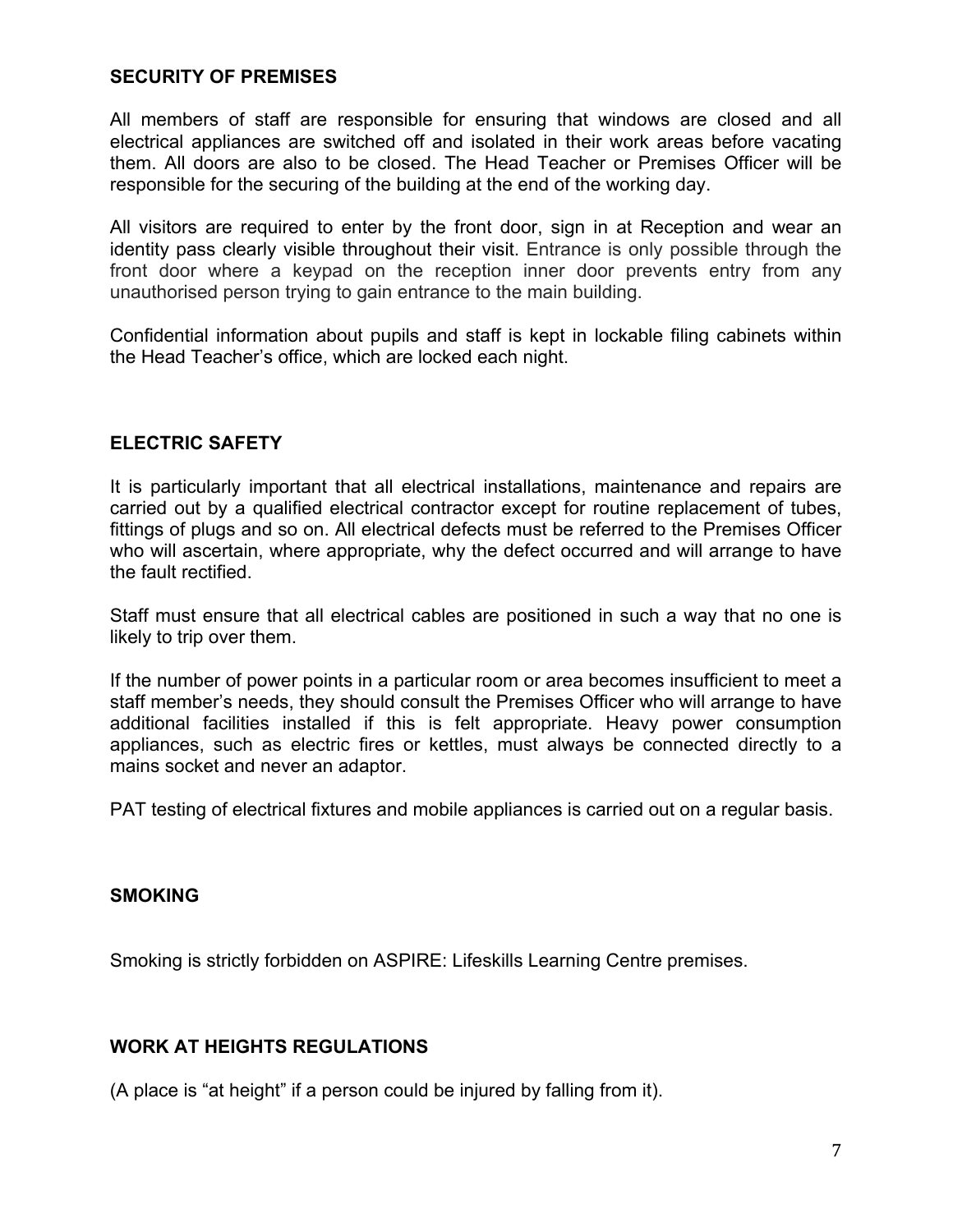## SECURITY OF PREMISES

All members of staff are responsible for ensuring that windows are closed and all electrical appliances are switched off and isolated in their work areas before vacating them. All doors are also to be closed. The Head Teacher or Premises Officer will be responsible for the securing of the building at the end of the working day.

All visitors are required to enter by the front door, sign in at Reception and wear an identity pass clearly visible throughout their visit. Entrance is only possible through the front door where a keypad on the reception inner door prevents entry from any unauthorised person trying to gain entrance to the main building.

Confidential information about pupils and staff is kept in lockable filing cabinets within the Head Teacher's office, which are locked each night.

## ELECTRIC SAFETY

It is particularly important that all electrical installations, maintenance and repairs are carried out by a qualified electrical contractor except for routine replacement of tubes, fittings of plugs and so on. All electrical defects must be referred to the Premises Officer who will ascertain, where appropriate, why the defect occurred and will arrange to have the fault rectified.

Staff must ensure that all electrical cables are positioned in such a way that no one is likely to trip over them.

If the number of power points in a particular room or area becomes insufficient to meet a staff member's needs, they should consult the Premises Officer who will arrange to have additional facilities installed if this is felt appropriate. Heavy power consumption appliances, such as electric fires or kettles, must always be connected directly to a mains socket and never an adaptor.

PAT testing of electrical fixtures and mobile appliances is carried out on a regular basis.

## SMOKING

Smoking is strictly forbidden on ASPIRE: Lifeskills Learning Centre premises.

## WORK AT HEIGHTS REGULATIONS

(A place is "at height" if a person could be injured by falling from it).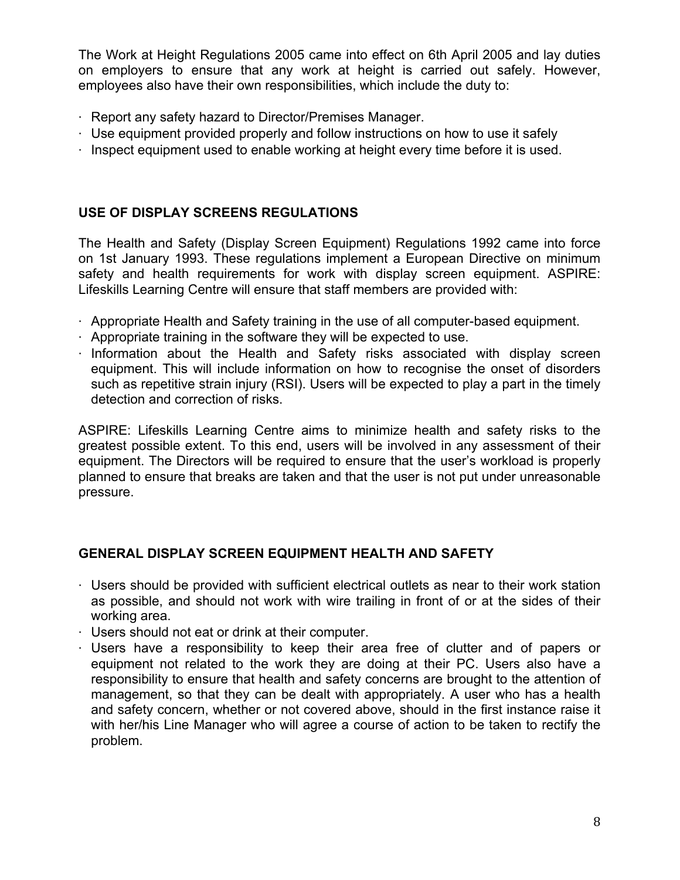The Work at Height Regulations 2005 came into effect on 6th April 2005 and lay duties on employers to ensure that any work at height is carried out safely. However, employees also have their own responsibilities, which include the duty to:

- Report any safety hazard to Director/Premises Manager.
- Use equipment provided properly and follow instructions on how to use it safely
- Inspect equipment used to enable working at height every time before it is used.

## USE OF DISPLAY SCREENS REGULATIONS

The Health and Safety (Display Screen Equipment) Regulations 1992 came into force on 1st January 1993. These regulations implement a European Directive on minimum safety and health requirements for work with display screen equipment. ASPIRE: Lifeskills Learning Centre will ensure that staff members are provided with:

- Appropriate Health and Safety training in the use of all computer-based equipment.
- Appropriate training in the software they will be expected to use.
- Information about the Health and Safety risks associated with display screen equipment. This will include information on how to recognise the onset of disorders such as repetitive strain injury (RSI). Users will be expected to play a part in the timely detection and correction of risks.

ASPIRE: Lifeskills Learning Centre aims to minimize health and safety risks to the greatest possible extent. To this end, users will be involved in any assessment of their equipment. The Directors will be required to ensure that the user's workload is properly planned to ensure that breaks are taken and that the user is not put under unreasonable pressure.

## GENERAL DISPLAY SCREEN EQUIPMENT HEALTH AND SAFETY

- Users should be provided with sufficient electrical outlets as near to their work station as possible, and should not work with wire trailing in front of or at the sides of their working area.
- Users should not eat or drink at their computer.
- Users have a responsibility to keep their area free of clutter and of papers or equipment not related to the work they are doing at their PC. Users also have a responsibility to ensure that health and safety concerns are brought to the attention of management, so that they can be dealt with appropriately. A user who has a health and safety concern, whether or not covered above, should in the first instance raise it with her/his Line Manager who will agree a course of action to be taken to rectify the problem.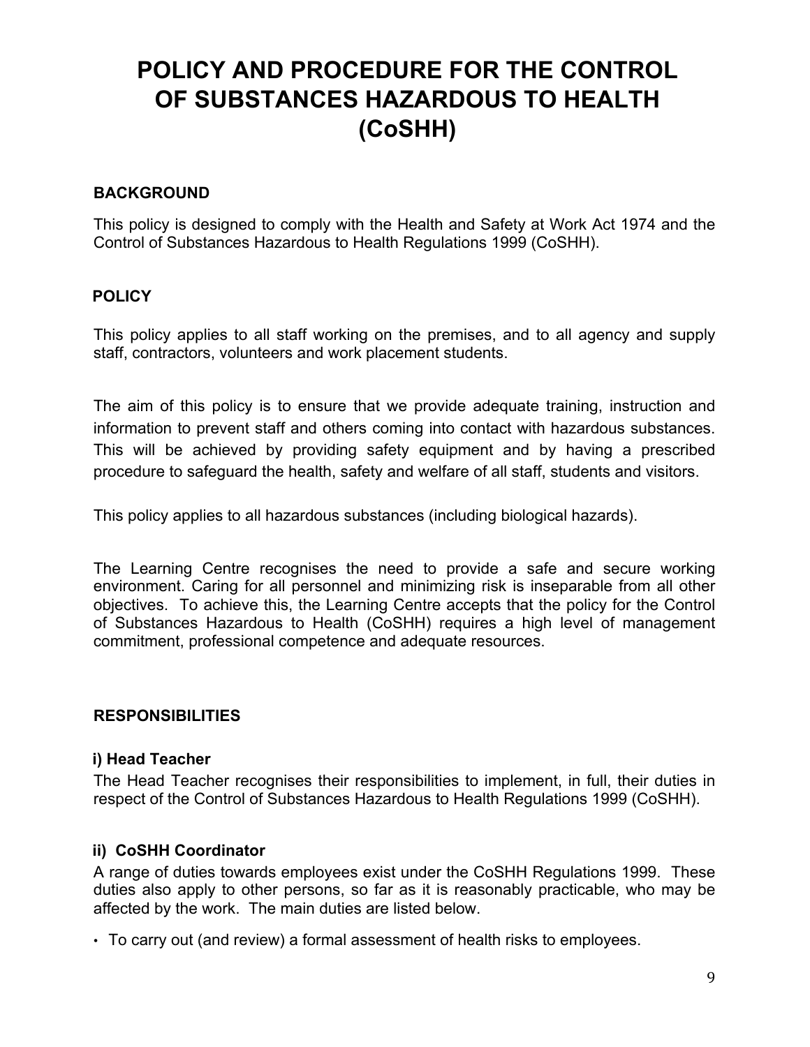# POLICY AND PROCEDURE FOR THE CONTROL OF SUBSTANCES HAZARDOUS TO HEALTH (CoSHH)

## BACKGROUND

This policy is designed to comply with the Health and Safety at Work Act 1974 and the Control of Substances Hazardous to Health Regulations 1999 (CoSHH).

## POLICY

This policy applies to all staff working on the premises, and to all agency and supply staff, contractors, volunteers and work placement students.

The aim of this policy is to ensure that we provide adequate training, instruction and information to prevent staff and others coming into contact with hazardous substances. This will be achieved by providing safety equipment and by having a prescribed procedure to safeguard the health, safety and welfare of all staff, students and visitors.

This policy applies to all hazardous substances (including biological hazards).

The Learning Centre recognises the need to provide a safe and secure working environment. Caring for all personnel and minimizing risk is inseparable from all other objectives. To achieve this, the Learning Centre accepts that the policy for the Control of Substances Hazardous to Health (CoSHH) requires a high level of management commitment, professional competence and adequate resources.

## RESPONSIBILITIES

### i) Head Teacher

The Head Teacher recognises their responsibilities to implement, in full, their duties in respect of the Control of Substances Hazardous to Health Regulations 1999 (CoSHH).

### ii) CoSHH Coordinator

A range of duties towards employees exist under the CoSHH Regulations 1999. These duties also apply to other persons, so far as it is reasonably practicable, who may be affected by the work. The main duties are listed below.

- To carry out (and review) a formal assessment of health risks to employees.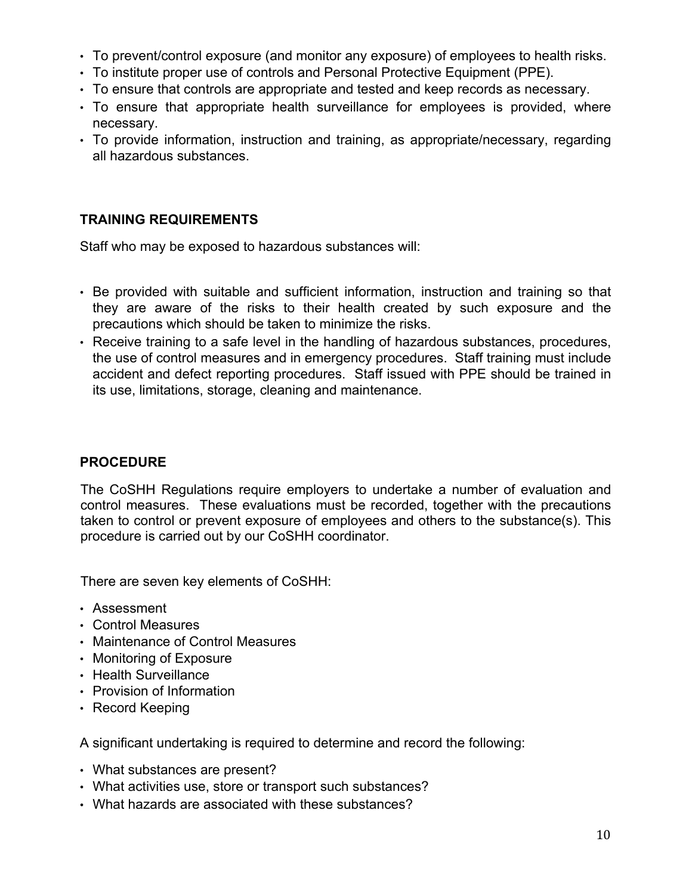- To prevent/control exposure (and monitor any exposure) of employees to health risks.
- To institute proper use of controls and Personal Protective Equipment (PPE).
- To ensure that controls are appropriate and tested and keep records as necessary.
- To ensure that appropriate health surveillance for employees is provided, where necessary.
- To provide information, instruction and training, as appropriate/necessary, regarding all hazardous substances.

## TRAINING REQUIREMENTS

Staff who may be exposed to hazardous substances will:

- Be provided with suitable and sufficient information, instruction and training so that they are aware of the risks to their health created by such exposure and the precautions which should be taken to minimize the risks.
- Receive training to a safe level in the handling of hazardous substances, procedures, the use of control measures and in emergency procedures. Staff training must include accident and defect reporting procedures. Staff issued with PPE should be trained in its use, limitations, storage, cleaning and maintenance.

## PROCEDURE

The CoSHH Regulations require employers to undertake a number of evaluation and control measures. These evaluations must be recorded, together with the precautions taken to control or prevent exposure of employees and others to the substance(s). This procedure is carried out by our CoSHH coordinator.

There are seven key elements of CoSHH:

- Assessment
- Control Measures
- Maintenance of Control Measures
- Monitoring of Exposure
- Health Surveillance
- Provision of Information
- Record Keeping

A significant undertaking is required to determine and record the following:

- What substances are present?
- What activities use, store or transport such substances?
- What hazards are associated with these substances?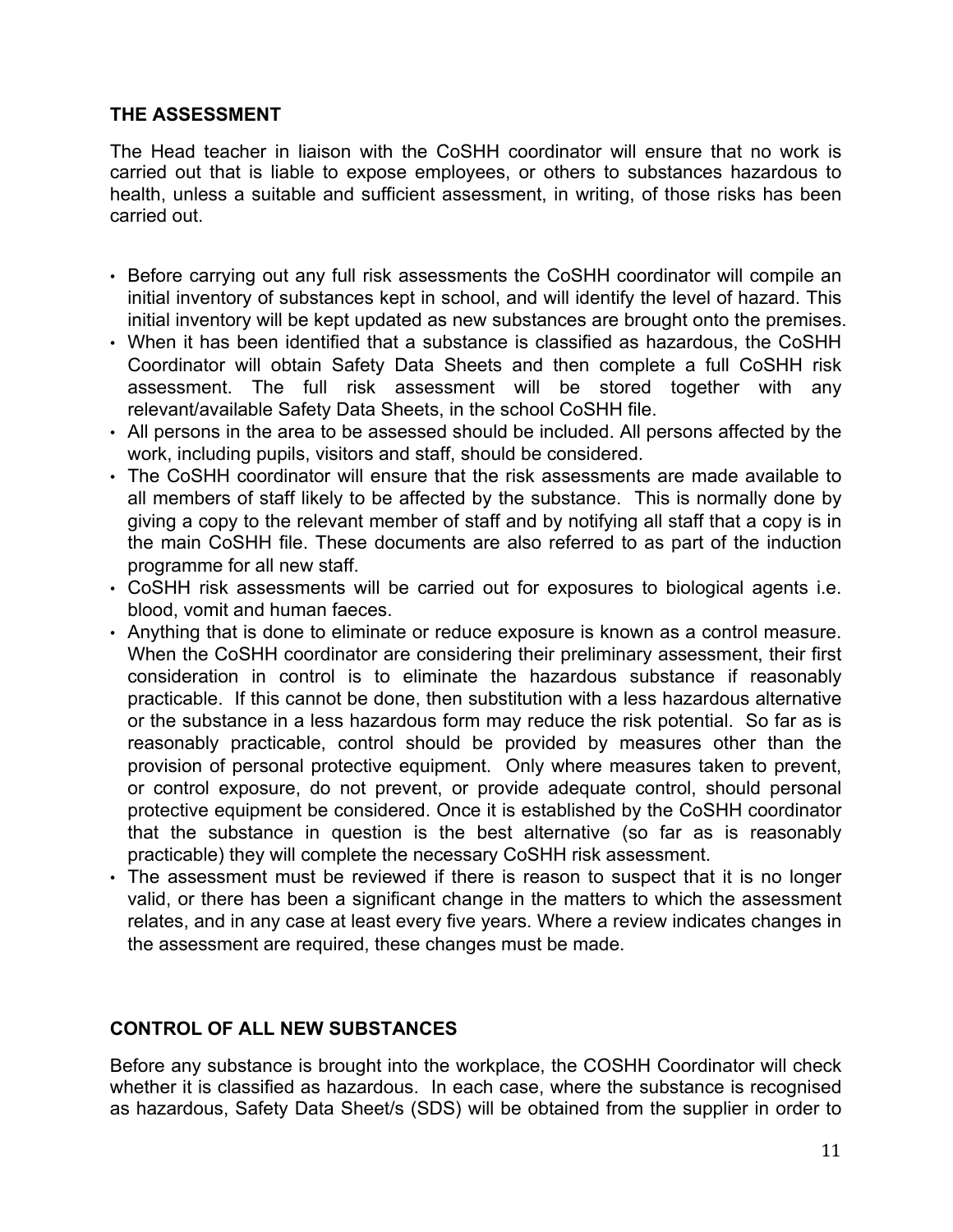## THE ASSESSMENT

The Head teacher in liaison with the CoSHH coordinator will ensure that no work is carried out that is liable to expose employees, or others to substances hazardous to health, unless a suitable and sufficient assessment, in writing, of those risks has been carried out.

- Before carrying out any full risk assessments the CoSHH coordinator will compile an initial inventory of substances kept in school, and will identify the level of hazard. This initial inventory will be kept updated as new substances are brought onto the premises.
- When it has been identified that a substance is classified as hazardous, the CoSHH Coordinator will obtain Safety Data Sheets and then complete a full CoSHH risk assessment. The full risk assessment will be stored together with any relevant/available Safety Data Sheets, in the school CoSHH file.
- All persons in the area to be assessed should be included. All persons affected by the work, including pupils, visitors and staff, should be considered.
- The CoSHH coordinator will ensure that the risk assessments are made available to all members of staff likely to be affected by the substance. This is normally done by giving a copy to the relevant member of staff and by notifying all staff that a copy is in the main CoSHH file. These documents are also referred to as part of the induction programme for all new staff.
- CoSHH risk assessments will be carried out for exposures to biological agents i.e. blood, vomit and human faeces.
- Anything that is done to eliminate or reduce exposure is known as a control measure. When the CoSHH coordinator are considering their preliminary assessment, their first consideration in control is to eliminate the hazardous substance if reasonably practicable. If this cannot be done, then substitution with a less hazardous alternative or the substance in a less hazardous form may reduce the risk potential. So far as is reasonably practicable, control should be provided by measures other than the provision of personal protective equipment. Only where measures taken to prevent, or control exposure, do not prevent, or provide adequate control, should personal protective equipment be considered. Once it is established by the CoSHH coordinator that the substance in question is the best alternative (so far as is reasonably practicable) they will complete the necessary CoSHH risk assessment.
- The assessment must be reviewed if there is reason to suspect that it is no longer valid, or there has been a significant change in the matters to which the assessment relates, and in any case at least every five years. Where a review indicates changes in the assessment are required, these changes must be made.

## CONTROL OF ALL NEW SUBSTANCES

Before any substance is brought into the workplace, the COSHH Coordinator will check whether it is classified as hazardous. In each case, where the substance is recognised as hazardous, Safety Data Sheet/s (SDS) will be obtained from the supplier in order to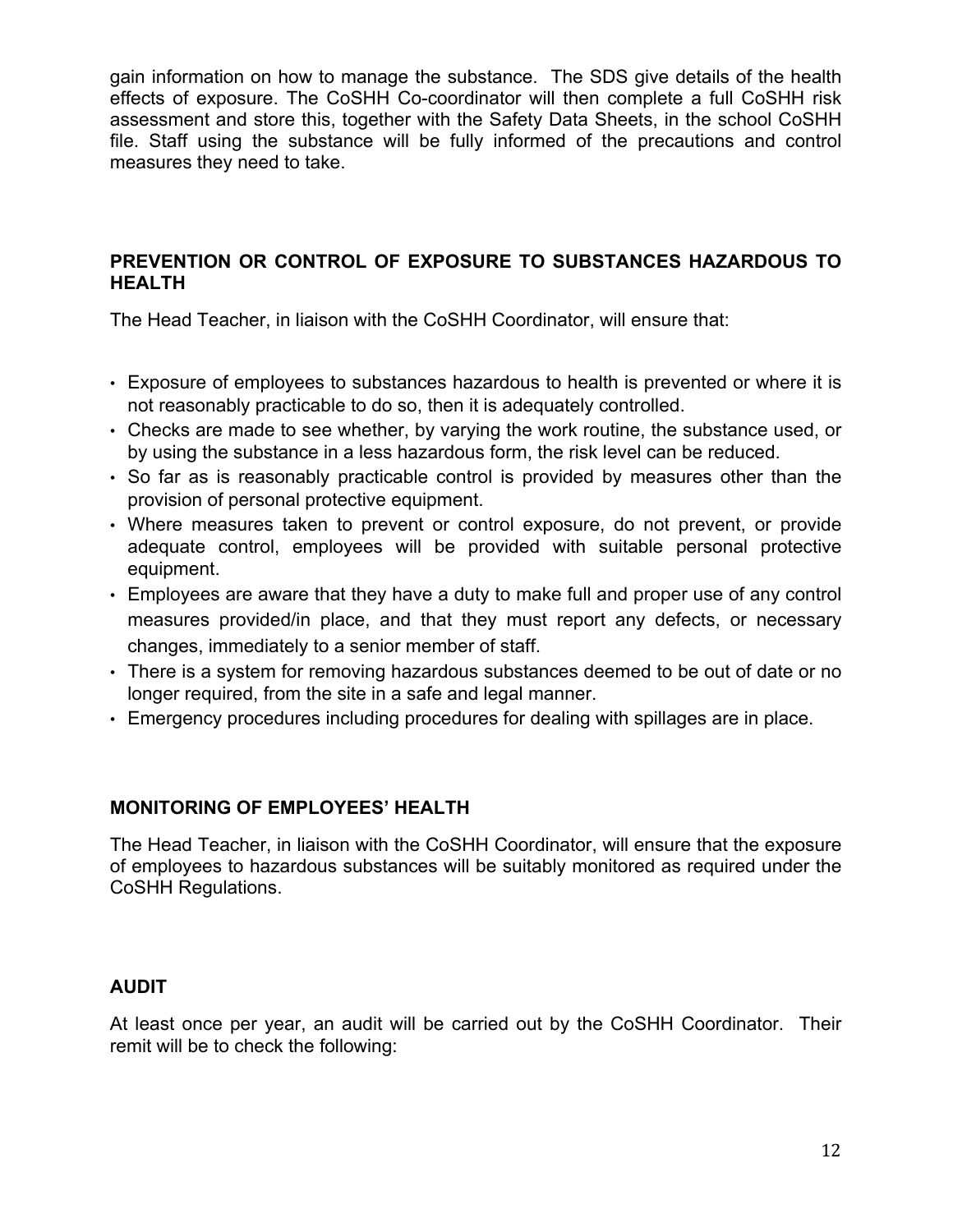gain information on how to manage the substance. The SDS give details of the health effects of exposure. The CoSHH Co-coordinator will then complete a full CoSHH risk assessment and store this, together with the Safety Data Sheets, in the school CoSHH file. Staff using the substance will be fully informed of the precautions and control measures they need to take.

**PREVENTION OR CONTROL OF EXPOSURE TO SUBSTANCES HAZARDOUS TO HEALTH**

The Head Teacher, in liaison with the CoSHH Coordinator, will ensure that:

- Exposure of employees to substances hazardous to health is prevented or where it is not reasonably practicable to do so, then it is adequately controlled.
- Checks are made to see whether, by varying the work routine, the substance used, or by using the substance in a less hazardous form, the risk level can be reduced.
- So far as is reasonably practicable control is provided by measures other than the provision of personal protective equipment.
- Where measures taken to prevent or control exposure, do not prevent, or provide adequate control, employees will be provided with suitable personal protective equipment.
- Employees are aware that they have a duty to make full and proper use of any control measures provided/in place, and that they must report any defects, or necessary changes, immediately to a senior member of staff.
- There is a system for removing hazardous substances deemed to be out of date or no longer required, from the site in a safe and legal manner.
- Emergency procedures including procedures for dealing with spillages are in place.

**MONITORING OF EMPLOYEES' HEALTH**

The Head Teacher, in liaison with the CoSHH Coordinator, will ensure that the exposure of employees to hazardous substances will be suitably monitored as required under the CoSHH Regulations.

**AUDIT**

At least once per year, an audit will be carried out by the CoSHH Coordinator. Their remit will be to check the following: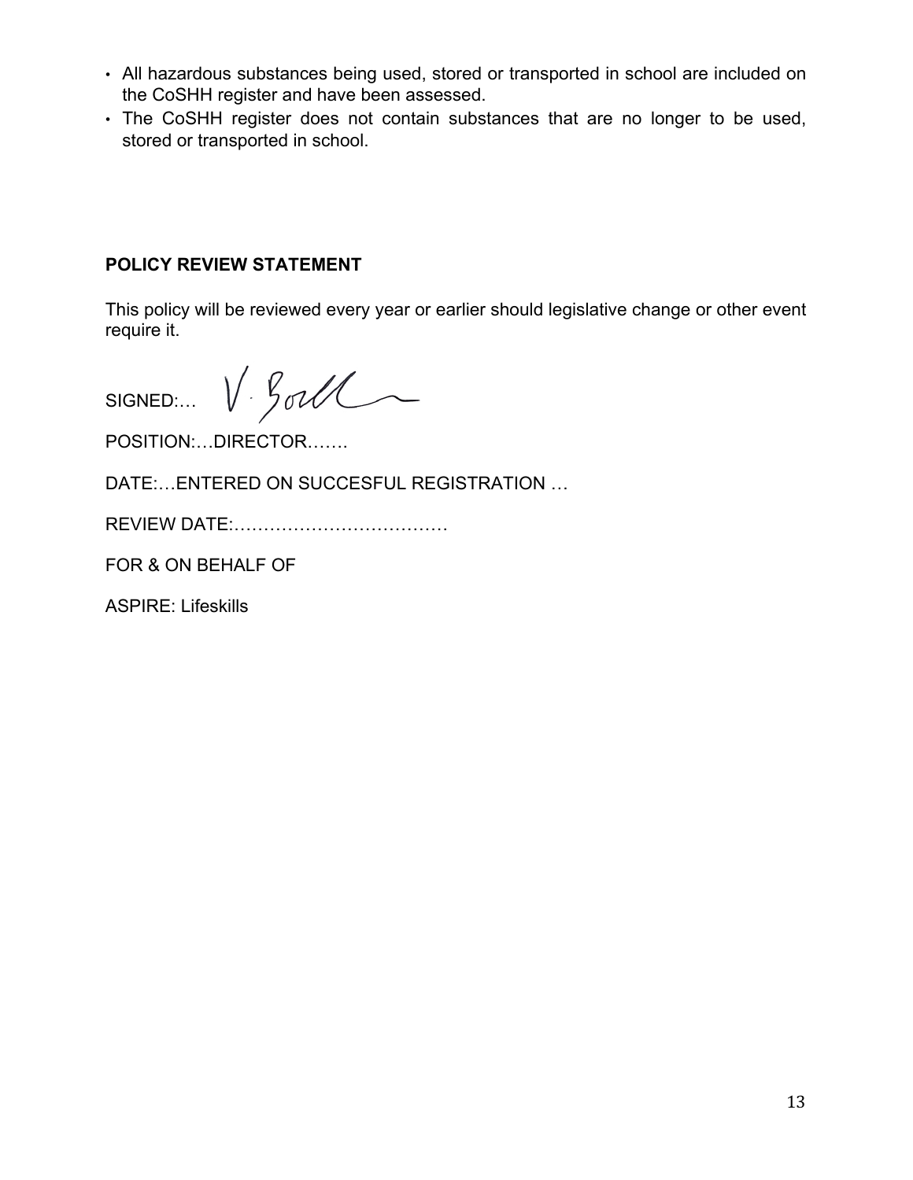- All hazardous substances being used, stored or transported in school are included on the CoSHH register and have been assessed.
- The CoSHH register does not contain substances that are no longer to be used, stored or transported in school.

**POLICY REVIEW STATEMENT**

This policy will be reviewed every year or earlier should legislative change or other event require it.

SIGNED:… V. Boll

POSITION:…DIRECTOR…….

DATE:…ENTERED ON SUCCESFUL REGISTRATION …

REVIEW DATE:………………………………

FOR & ON BEHALF OF

ASPIRE: Lifeskills